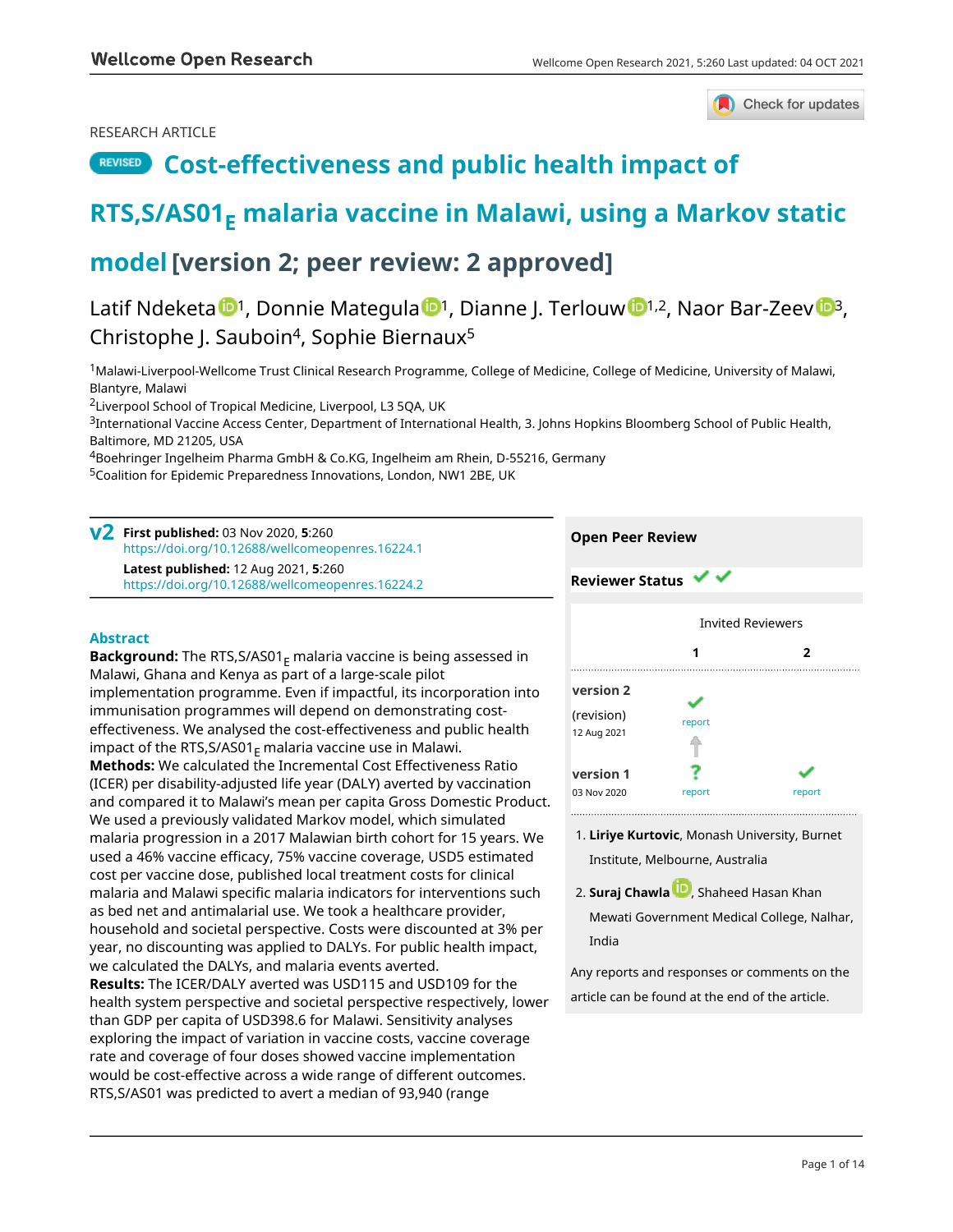RESEARCH ARTICLE

# REVISED Cost-effectiveness and public health impact of RTS,S/AS01$_E$ malaria vaccine in Malawi, using a Markov static model [version 2; peer review: 2 approved]

Latif Ndeketa[1], Donnie Mategula[1], Dianne J. Terlouw[1,2], Naor Bar-Zeev[3], Christophe J. Sauboin[4], Sophie Biernaux[5]

[1]Malawi-Liverpool-Wellcome Trust Clinical Research Programme, College of Medicine, College of Medicine, University of Malawi, Blantyre, Malawi

[2]Liverpool School of Tropical Medicine, Liverpool, L3 5QA, UK

[3]International Vaccine Access Center, Department of International Health, 3. Johns Hopkins Bloomberg School of Public Health, Baltimore, MD 21205, USA

[4]Boehringer Ingelheim Pharma GmbH & Co.KG, Ingelheim am Rhein, D-55216, Germany

[5]Coalition for Epidemic Preparedness Innovations, London, NW1 2BE, UK

**v2** **First published:** 03 Nov 2020, **5**:260
https://doi.org/10.12688/wellcomeopenres.16224.1

**Latest published:** 12 Aug 2021, **5**:260
https://doi.org/10.12688/wellcomeopenres.16224.2

## Abstract

**Background:** The RTS,S/AS01$_E$ malaria vaccine is being assessed in Malawi, Ghana and Kenya as part of a large-scale pilot implementation programme. Even if impactful, its incorporation into immunisation programmes will depend on demonstrating cost-effectiveness. We analysed the cost-effectiveness and public health impact of the RTS,S/AS01$_E$ malaria vaccine use in Malawi.

**Methods:** We calculated the Incremental Cost Effectiveness Ratio (ICER) per disability-adjusted life year (DALY) averted by vaccination and compared it to Malawi's mean per capita Gross Domestic Product. We used a previously validated Markov model, which simulated malaria progression in a 2017 Malawian birth cohort for 15 years. We used a 46% vaccine efficacy, 75% vaccine coverage, USD5 estimated cost per vaccine dose, published local treatment costs for clinical malaria and Malawi specific malaria indicators for interventions such as bed net and antimalarial use. We took a healthcare provider, household and societal perspective. Costs were discounted at 3% per year, no discounting was applied to DALYs. For public health impact, we calculated the DALYs, and malaria events averted.

**Results:** The ICER/DALY averted was USD115 and USD109 for the health system perspective and societal perspective respectively, lower than GDP per capita of USD398.6 for Malawi. Sensitivity analyses exploring the impact of variation in vaccine costs, vaccine coverage rate and coverage of four doses showed vaccine implementation would be cost-effective across a wide range of different outcomes. RTS,S/AS01 was predicted to avert a median of 93,940 (range

## Open Peer Review

**Reviewer Status** ✓ ✓

| | Invited Reviewers | |
|---|---|---|
| | **1** | **2** |
| **version 2** (revision) 12 Aug 2021 | ✓ report | |
| **version 1** 03 Nov 2020 | ? report | ✓ report |

1. **Liriye Kurtovic**, Monash University, Burnet Institute, Melbourne, Australia

2. **Suraj Chawla**, Shaheed Hasan Khan Mewati Government Medical College, Nalhar, India

Any reports and responses or comments on the article can be found at the end of the article.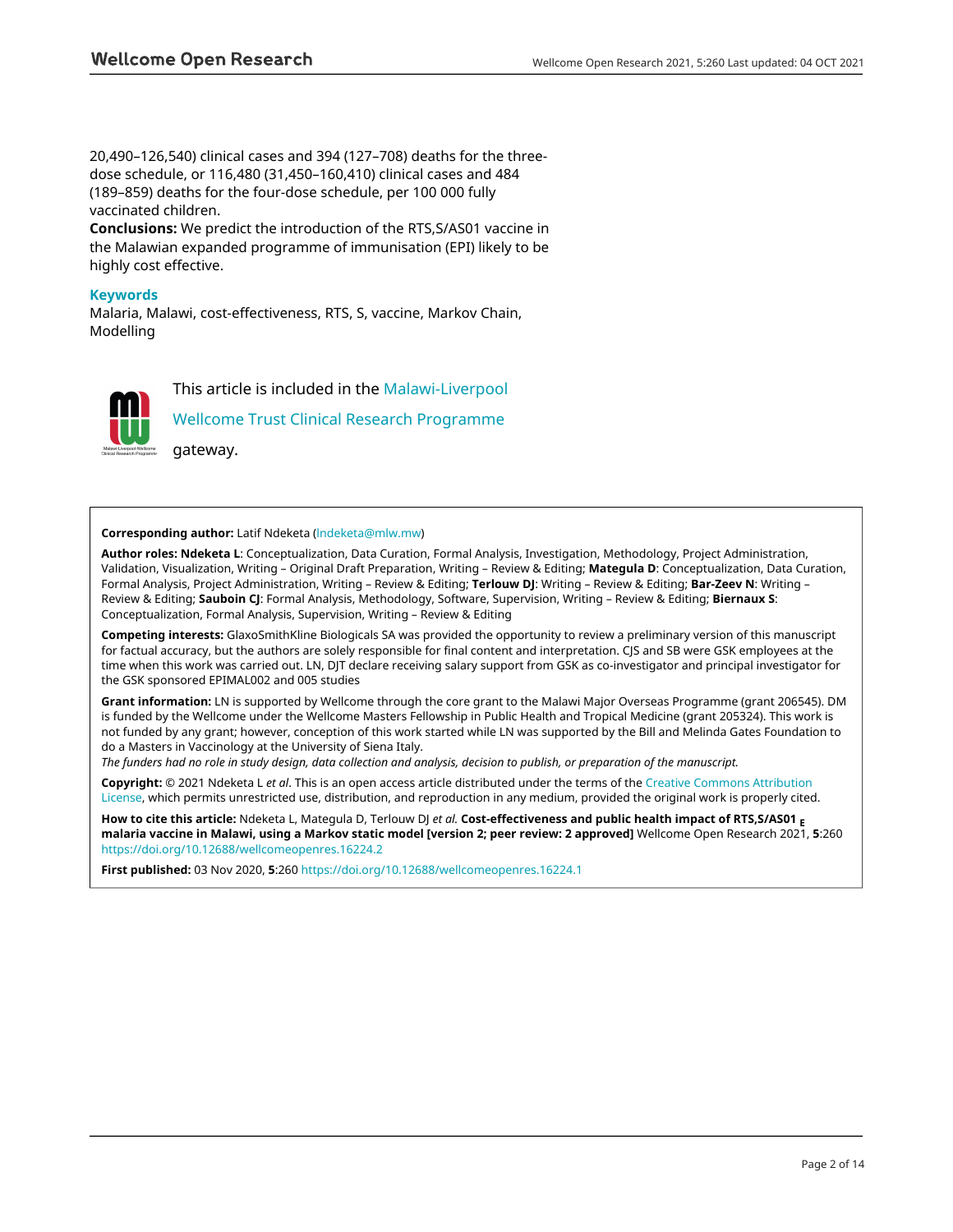20,490–126,540) clinical cases and 394 (127–708) deaths for the three-dose schedule, or 116,480 (31,450–160,410) clinical cases and 484 (189–859) deaths for the four-dose schedule, per 100 000 fully vaccinated children.

**Conclusions:** We predict the introduction of the RTS,S/AS01 vaccine in the Malawian expanded programme of immunisation (EPI) likely to be highly cost effective.

### Keywords

Malaria, Malawi, cost-effectiveness, RTS, S, vaccine, Markov Chain, Modelling

This article is included in the Malawi-Liverpool Wellcome Trust Clinical Research Programme gateway.

**Corresponding author:** Latif Ndeketa (lndeketa@mlw.mw)

**Author roles: Ndeketa L**: Conceptualization, Data Curation, Formal Analysis, Investigation, Methodology, Project Administration, Validation, Visualization, Writing – Original Draft Preparation, Writing – Review & Editing; **Mategula D**: Conceptualization, Data Curation, Formal Analysis, Project Administration, Writing – Review & Editing; **Terlouw DJ**: Writing – Review & Editing; **Bar-Zeev N**: Writing – Review & Editing; **Sauboin CJ**: Formal Analysis, Methodology, Software, Supervision, Writing – Review & Editing; **Biernaux S**: Conceptualization, Formal Analysis, Supervision, Writing – Review & Editing

**Competing interests:** GlaxoSmithKline Biologicals SA was provided the opportunity to review a preliminary version of this manuscript for factual accuracy, but the authors are solely responsible for final content and interpretation. CJS and SB were GSK employees at the time when this work was carried out. LN, DJT declare receiving salary support from GSK as co-investigator and principal investigator for the GSK sponsored EPIMAL002 and 005 studies

**Grant information:** LN is supported by Wellcome through the core grant to the Malawi Major Overseas Programme (grant 206545). DM is funded by the Wellcome under the Wellcome Masters Fellowship in Public Health and Tropical Medicine (grant 205324). This work is not funded by any grant; however, conception of this work started while LN was supported by the Bill and Melinda Gates Foundation to do a Masters in Vaccinology at the University of Siena Italy.

*The funders had no role in study design, data collection and analysis, decision to publish, or preparation of the manuscript.*

**Copyright:** © 2021 Ndeketa L *et al*. This is an open access article distributed under the terms of the Creative Commons Attribution License, which permits unrestricted use, distribution, and reproduction in any medium, provided the original work is properly cited.

**How to cite this article:** Ndeketa L, Mategula D, Terlouw DJ *et al.* **Cost-effectiveness and public health impact of RTS,S/AS01 $_E$ malaria vaccine in Malawi, using a Markov static model [version 2; peer review: 2 approved]** Wellcome Open Research 2021, **5**:260 https://doi.org/10.12688/wellcomeopenres.16224.2

**First published:** 03 Nov 2020, **5**:260 https://doi.org/10.12688/wellcomeopenres.16224.1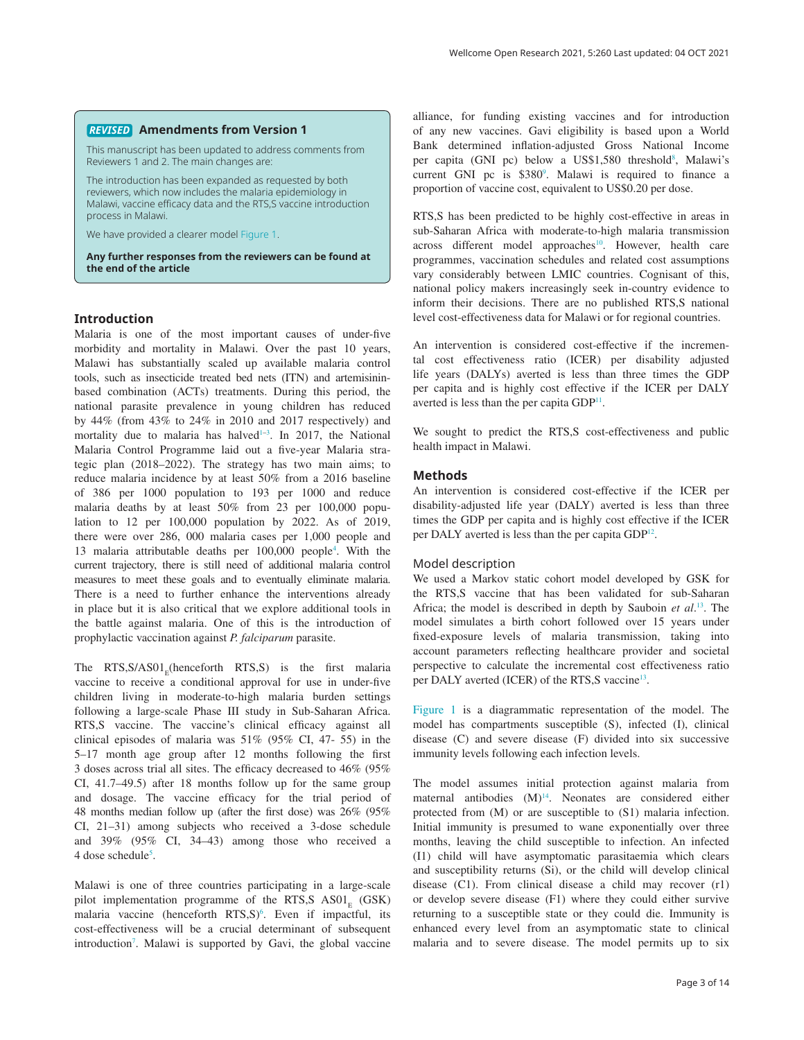**REVISED** **Amendments from Version 1**

This manuscript has been updated to address comments from Reviewers 1 and 2. The main changes are:

The introduction has been expanded as requested by both reviewers, which now includes the malaria epidemiology in Malawi, vaccine efficacy data and the RTS,S vaccine introduction process in Malawi.

We have provided a clearer model Figure 1.

**Any further responses from the reviewers can be found at the end of the article**

## Introduction

Malaria is one of the most important causes of under-five morbidity and mortality in Malawi. Over the past 10 years, Malawi has substantially scaled up available malaria control tools, such as insecticide treated bed nets (ITN) and artemisinin-based combination (ACTs) treatments. During this period, the national parasite prevalence in young children has reduced by 44% (from 43% to 24% in 2010 and 2017 respectively) and mortality due to malaria has halved[1–3]. In 2017, the National Malaria Control Programme laid out a five-year Malaria strategic plan (2018–2022). The strategy has two main aims; to reduce malaria incidence by at least 50% from a 2016 baseline of 386 per 1000 population to 193 per 1000 and reduce malaria deaths by at least 50% from 23 per 100,000 population to 12 per 100,000 population by 2022. As of 2019, there were over 286, 000 malaria cases per 1,000 people and 13 malaria attributable deaths per 100,000 people[4]. With the current trajectory, there is still need of additional malaria control measures to meet these goals and to eventually eliminate malaria. There is a need to further enhance the interventions already in place but it is also critical that we explore additional tools in the battle against malaria. One of this is the introduction of prophylactic vaccination against *P. falciparum* parasite.

The RTS,S/AS01$_E$(henceforth RTS,S) is the first malaria vaccine to receive a conditional approval for use in under-five children living in moderate-to-high malaria burden settings following a large-scale Phase III study in Sub-Saharan Africa. RTS,S vaccine. The vaccine's clinical efficacy against all clinical episodes of malaria was 51% (95% CI, 47- 55) in the 5–17 month age group after 12 months following the first 3 doses across trial all sites. The efficacy decreased to 46% (95% CI, 41.7–49.5) after 18 months follow up for the same group and dosage. The vaccine efficacy for the trial period of 48 months median follow up (after the first dose) was 26% (95% CI, 21–31) among subjects who received a 3-dose schedule and 39% (95% CI, 34–43) among those who received a 4 dose schedule[5].

Malawi is one of three countries participating in a large-scale pilot implementation programme of the RTS,S AS01$_E$ (GSK) malaria vaccine (henceforth RTS,S)[6]. Even if impactful, its cost-effectiveness will be a crucial determinant of subsequent introduction[7]. Malawi is supported by Gavi, the global vaccine alliance, for funding existing vaccines and for introduction of any new vaccines. Gavi eligibility is based upon a World Bank determined inflation-adjusted Gross National Income per capita (GNI pc) below a US$1,580 threshold[8], Malawi's current GNI pc is $380[9]. Malawi is required to finance a proportion of vaccine cost, equivalent to US$0.20 per dose.

RTS,S has been predicted to be highly cost-effective in areas in sub-Saharan Africa with moderate-to-high malaria transmission across different model approaches[10]. However, health care programmes, vaccination schedules and related cost assumptions vary considerably between LMIC countries. Cognisant of this, national policy makers increasingly seek in-country evidence to inform their decisions. There are no published RTS,S national level cost-effectiveness data for Malawi or for regional countries.

An intervention is considered cost-effective if the incremental cost effectiveness ratio (ICER) per disability adjusted life years (DALYs) averted is less than three times the GDP per capita and is highly cost effective if the ICER per DALY averted is less than the per capita GDP[11].

We sought to predict the RTS,S cost-effectiveness and public health impact in Malawi.

## Methods

An intervention is considered cost-effective if the ICER per disability-adjusted life year (DALY) averted is less than three times the GDP per capita and is highly cost effective if the ICER per DALY averted is less than the per capita GDP[12].

### Model description

We used a Markov static cohort model developed by GSK for the RTS,S vaccine that has been validated for sub-Saharan Africa; the model is described in depth by Sauboin *et al.*[13]. The model simulates a birth cohort followed over 15 years under fixed-exposure levels of malaria transmission, taking into account parameters reflecting healthcare provider and societal perspective to calculate the incremental cost effectiveness ratio per DALY averted (ICER) of the RTS,S vaccine[13].

Figure 1 is a diagrammatic representation of the model. The model has compartments susceptible (S), infected (I), clinical disease (C) and severe disease (F) divided into six successive immunity levels following each infection levels.

The model assumes initial protection against malaria from maternal antibodies (M)[14]. Neonates are considered either protected from (M) or are susceptible to (S1) malaria infection. Initial immunity is presumed to wane exponentially over three months, leaving the child susceptible to infection. An infected (I1) child will have asymptomatic parasitaemia which clears and susceptibility returns (Si), or the child will develop clinical disease (C1). From clinical disease a child may recover (r1) or develop severe disease (F1) where they could either survive returning to a susceptible state or they could die. Immunity is enhanced every level from an asymptomatic state to clinical malaria and to severe disease. The model permits up to six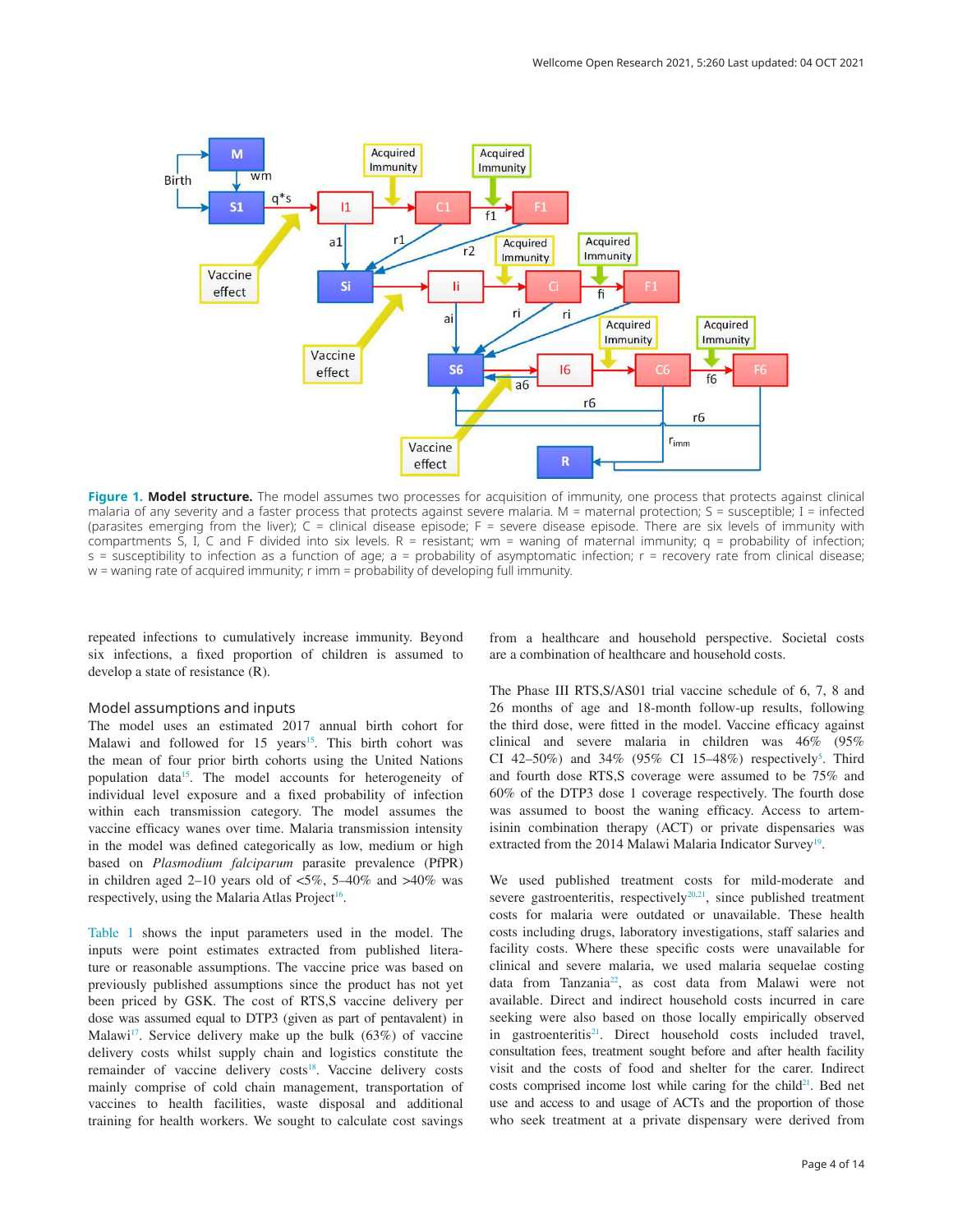**Figure 1. Model structure.** The model assumes two processes for acquisition of immunity, one process that protects against clinical malaria of any severity and a faster process that protects against severe malaria. M = maternal protection; S = susceptible; I = infected (parasites emerging from the liver); C = clinical disease episode; F = severe disease episode. There are six levels of immunity with compartments S, I, C and F divided into six levels. R = resistant; wm = waning of maternal immunity; q = probability of infection; s = susceptibility to infection as a function of age; a = probability of asymptomatic infection; r = recovery rate from clinical disease; w = waning rate of acquired immunity; r imm = probability of developing full immunity.

repeated infections to cumulatively increase immunity. Beyond six infections, a fixed proportion of children is assumed to develop a state of resistance (R).

## Model assumptions and inputs

The model uses an estimated 2017 annual birth cohort for Malawi and followed for 15 years[15]. This birth cohort was the mean of four prior birth cohorts using the United Nations population data[15]. The model accounts for heterogeneity of individual level exposure and a fixed probability of infection within each transmission category. The model assumes the vaccine efficacy wanes over time. Malaria transmission intensity in the model was defined categorically as low, medium or high based on *Plasmodium falciparum* parasite prevalence (PfPR) in children aged 2–10 years old of <5%, 5–40% and >40% was respectively, using the Malaria Atlas Project[16].

Table 1 shows the input parameters used in the model. The inputs were point estimates extracted from published literature or reasonable assumptions. The vaccine price was based on previously published assumptions since the product has not yet been priced by GSK. The cost of RTS,S vaccine delivery per dose was assumed equal to DTP3 (given as part of pentavalent) in Malawi[17]. Service delivery make up the bulk (63%) of vaccine delivery costs whilst supply chain and logistics constitute the remainder of vaccine delivery costs[18]. Vaccine delivery costs mainly comprise of cold chain management, transportation of vaccines to health facilities, waste disposal and additional training for health workers. We sought to calculate cost savings from a healthcare and household perspective. Societal costs are a combination of healthcare and household costs.

The Phase III RTS,S/AS01 trial vaccine schedule of 6, 7, 8 and 26 months of age and 18-month follow-up results, following the third dose, were fitted in the model. Vaccine efficacy against clinical and severe malaria in children was 46% (95% CI 42–50%) and 34% (95% CI 15–48%) respectively[5]. Third and fourth dose RTS,S coverage were assumed to be 75% and 60% of the DTP3 dose 1 coverage respectively. The fourth dose was assumed to boost the waning efficacy. Access to artemisinin combination therapy (ACT) or private dispensaries was extracted from the 2014 Malawi Malaria Indicator Survey[19].

We used published treatment costs for mild-moderate and severe gastroenteritis, respectively[20,21], since published treatment costs for malaria were outdated or unavailable. These health costs including drugs, laboratory investigations, staff salaries and facility costs. Where these specific costs were unavailable for clinical and severe malaria, we used malaria sequelae costing data from Tanzania[22], as cost data from Malawi were not available. Direct and indirect household costs incurred in care seeking were also based on those locally empirically observed in gastroenteritis[21]. Direct household costs included travel, consultation fees, treatment sought before and after health facility visit and the costs of food and shelter for the carer. Indirect costs comprised income lost while caring for the child[21]. Bed net use and access to and usage of ACTs and the proportion of those who seek treatment at a private dispensary were derived from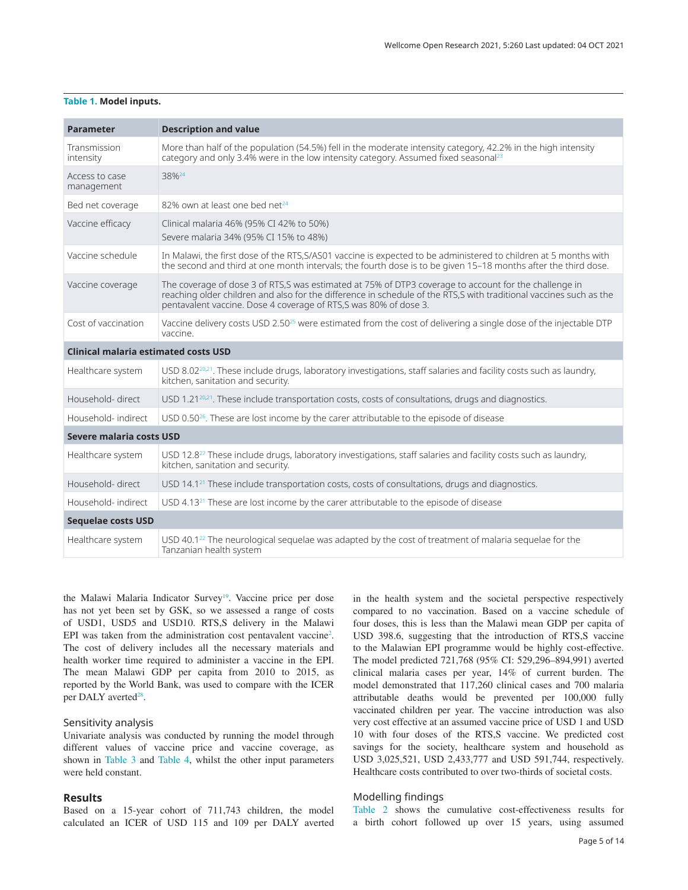**Table 1. Model inputs.**

| Parameter | Description and value |
|---|---|
| Transmission intensity | More than half of the population (54.5%) fell in the moderate intensity category, 42.2% in the high intensity category and only 3.4% were in the low intensity category. Assumed fixed seasonal[23] |
| Access to case management | 38%[24] |
| Bed net coverage | 82% own at least one bed net[24] |
| Vaccine efficacy | Clinical malaria 46% (95% CI 42% to 50%)<br>Severe malaria 34% (95% CI 15% to 48%) |
| Vaccine schedule | In Malawi, the first dose of the RTS,S/AS01 vaccine is expected to be administered to children at 5 months with the second and third at one month intervals; the fourth dose is to be given 15–18 months after the third dose. |
| Vaccine coverage | The coverage of dose 3 of RTS,S was estimated at 75% of DTP3 coverage to account for the challenge in reaching older children and also for the difference in schedule of the RTS,S with traditional vaccines such as the pentavalent vaccine. Dose 4 coverage of RTS,S was 80% of dose 3. |
| Cost of vaccination | Vaccine delivery costs USD 2.50[25] were estimated from the cost of delivering a single dose of the injectable DTP vaccine. |
| **Clinical malaria estimated costs USD** | |
| Healthcare system | USD 8.02[20,21]. These include drugs, laboratory investigations, staff salaries and facility costs such as laundry, kitchen, sanitation and security. |
| Household- direct | USD 1.21[20,21]. These include transportation costs, costs of consultations, drugs and diagnostics. |
| Household- indirect | USD 0.50[26]. These are lost income by the carer attributable to the episode of disease |
| **Severe malaria costs USD** | |
| Healthcare system | USD 12.8[27] These include drugs, laboratory investigations, staff salaries and facility costs such as laundry, kitchen, sanitation and security. |
| Household- direct | USD 14.1[21] These include transportation costs, costs of consultations, drugs and diagnostics. |
| Household- indirect | USD 4.13[21] These are lost income by the carer attributable to the episode of disease |
| **Sequelae costs USD** | |
| Healthcare system | USD 40.1[22] The neurological sequelae was adapted by the cost of treatment of malaria sequelae for the Tanzanian health system |

the Malawi Malaria Indicator Survey[19]. Vaccine price per dose has not yet been set by GSK, so we assessed a range of costs of USD1, USD5 and USD10. RTS,S delivery in the Malawi EPI was taken from the administration cost pentavalent vaccine[2]. The cost of delivery includes all the necessary materials and health worker time required to administer a vaccine in the EPI. The mean Malawi GDP per capita from 2010 to 2015, as reported by the World Bank, was used to compare with the ICER per DALY averted[28].

### Sensitivity analysis

Univariate analysis was conducted by running the model through different values of vaccine price and vaccine coverage, as shown in Table 3 and Table 4, whilst the other input parameters were held constant.

## Results

Based on a 15-year cohort of 711,743 children, the model calculated an ICER of USD 115 and 109 per DALY averted in the health system and the societal perspective respectively compared to no vaccination. Based on a vaccine schedule of four doses, this is less than the Malawi mean GDP per capita of USD 398.6, suggesting that the introduction of RTS,S vaccine to the Malawian EPI programme would be highly cost-effective. The model predicted 721,768 (95% CI: 529,296–894,991) averted clinical malaria cases per year, 14% of current burden. The model demonstrated that 117,260 clinical cases and 700 malaria attributable deaths would be prevented per 100,000 fully vaccinated children per year. The vaccine introduction was also very cost effective at an assumed vaccine price of USD 1 and USD 10 with four doses of the RTS,S vaccine. We predicted cost savings for the society, healthcare system and household as USD 3,025,521, USD 2,433,777 and USD 591,744, respectively. Healthcare costs contributed to over two-thirds of societal costs.

### Modelling findings

Table 2 shows the cumulative cost-effectiveness results for a birth cohort followed up over 15 years, using assumed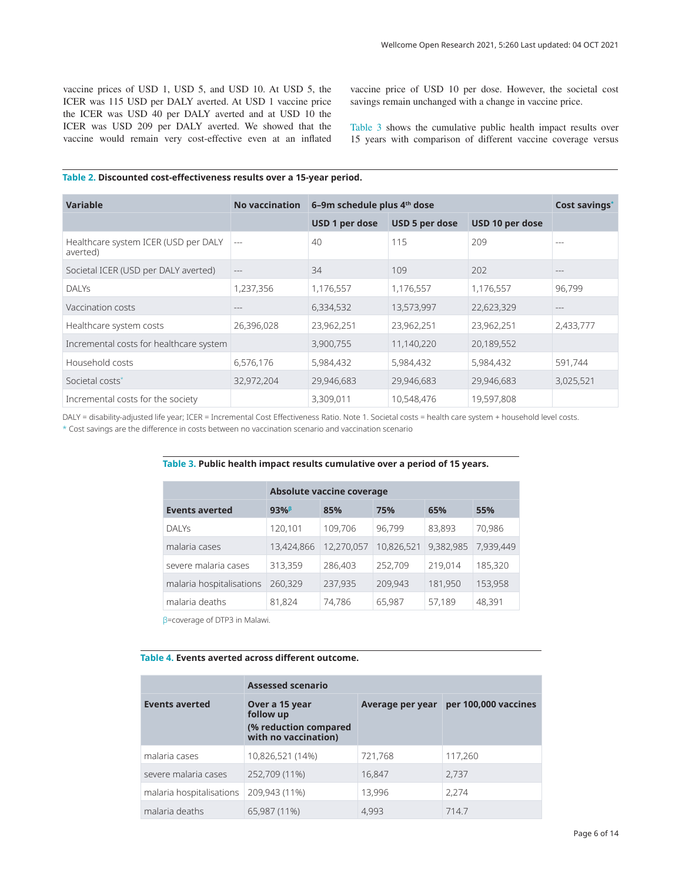vaccine prices of USD 1, USD 5, and USD 10. At USD 5, the ICER was 115 USD per DALY averted. At USD 1 vaccine price the ICER was USD 40 per DALY averted and at USD 10 the ICER was USD 209 per DALY averted. We showed that the vaccine would remain very cost-effective even at an inflated vaccine price of USD 10 per dose. However, the societal cost savings remain unchanged with a change in vaccine price.

Table 3 shows the cumulative public health impact results over 15 years with comparison of different vaccine coverage versus

**Table 2. Discounted cost-effectiveness results over a 15-year period.**

| Variable | No vaccination | 6–9m schedule plus 4th dose | | | Cost savings* |
|---|---|---|---|---|---|
| | | USD 1 per dose | USD 5 per dose | USD 10 per dose | |
| Healthcare system ICER (USD per DALY averted) | --- | 40 | 115 | 209 | --- |
| Societal ICER (USD per DALY averted) | --- | 34 | 109 | 202 | --- |
| DALYs | 1,237,356 | 1,176,557 | 1,176,557 | 1,176,557 | 96,799 |
| Vaccination costs | --- | 6,334,532 | 13,573,997 | 22,623,329 | --- |
| Healthcare system costs | 26,396,028 | 23,962,251 | 23,962,251 | 23,962,251 | 2,433,777 |
| Incremental costs for healthcare system | | 3,900,755 | 11,140,220 | 20,189,552 | |
| Household costs | 6,576,176 | 5,984,432 | 5,984,432 | 5,984,432 | 591,744 |
| Societal costs* | 32,972,204 | 29,946,683 | 29,946,683 | 29,946,683 | 3,025,521 |
| Incremental costs for the society | | 3,309,011 | 10,548,476 | 19,597,808 | |

DALY = disability-adjusted life year; ICER = Incremental Cost Effectiveness Ratio. Note 1. Societal costs = health care system + household level costs.
* Cost savings are the difference in costs between no vaccination scenario and vaccination scenario

**Table 3. Public health impact results cumulative over a period of 15 years.**

| | Absolute vaccine coverage | | | | |
|---|---|---|---|---|---|
| Events averted | 93%β | 85% | 75% | 65% | 55% |
| DALYs | 120,101 | 109,706 | 96,799 | 83,893 | 70,986 |
| malaria cases | 13,424,866 | 12,270,057 | 10,826,521 | 9,382,985 | 7,939,449 |
| severe malaria cases | 313,359 | 286,403 | 252,709 | 219,014 | 185,320 |
| malaria hospitalisations | 260,329 | 237,935 | 209,943 | 181,950 | 153,958 |
| malaria deaths | 81,824 | 74,786 | 65,987 | 57,189 | 48,391 |

β=coverage of DTP3 in Malawi.

**Table 4. Events averted across different outcome.**

| | Assessed scenario | | |
|---|---|---|---|
| Events averted | Over a 15 year follow up (% reduction compared with no vaccination) | Average per year | per 100,000 vaccines |
| malaria cases | 10,826,521 (14%) | 721,768 | 117,260 |
| severe malaria cases | 252,709 (11%) | 16,847 | 2,737 |
| malaria hospitalisations | 209,943 (11%) | 13,996 | 2,274 |
| malaria deaths | 65,987 (11%) | 4,993 | 714.7 |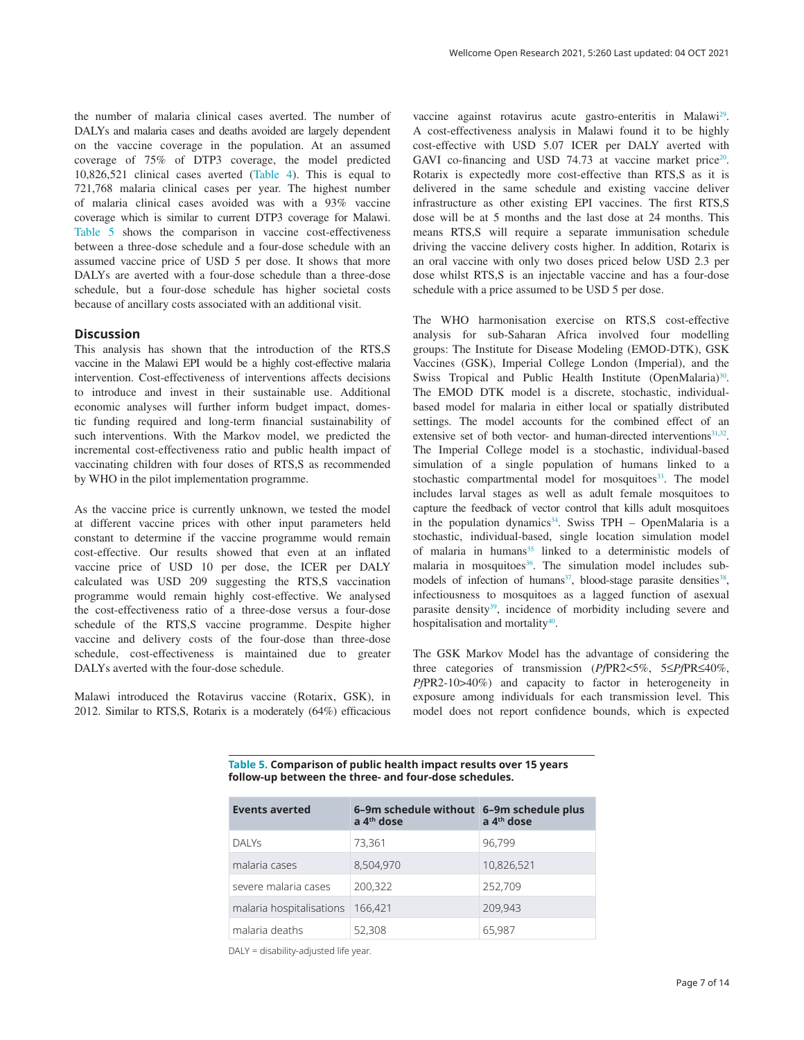the number of malaria clinical cases averted. The number of DALYs and malaria cases and deaths avoided are largely dependent on the vaccine coverage in the population. At an assumed coverage of 75% of DTP3 coverage, the model predicted 10,826,521 clinical cases averted (Table 4). This is equal to 721,768 malaria clinical cases per year. The highest number of malaria clinical cases avoided was with a 93% vaccine coverage which is similar to current DTP3 coverage for Malawi. Table 5 shows the comparison in vaccine cost-effectiveness between a three-dose schedule and a four-dose schedule with an assumed vaccine price of USD 5 per dose. It shows that more DALYs are averted with a four-dose schedule than a three-dose schedule, but a four-dose schedule has higher societal costs because of ancillary costs associated with an additional visit.

## Discussion

This analysis has shown that the introduction of the RTS,S vaccine in the Malawi EPI would be a highly cost-effective malaria intervention. Cost-effectiveness of interventions affects decisions to introduce and invest in their sustainable use. Additional economic analyses will further inform budget impact, domestic funding required and long-term financial sustainability of such interventions. With the Markov model, we predicted the incremental cost-effectiveness ratio and public health impact of vaccinating children with four doses of RTS,S as recommended by WHO in the pilot implementation programme.

As the vaccine price is currently unknown, we tested the model at different vaccine prices with other input parameters held constant to determine if the vaccine programme would remain cost-effective. Our results showed that even at an inflated vaccine price of USD 10 per dose, the ICER per DALY calculated was USD 209 suggesting the RTS,S vaccination programme would remain highly cost-effective. We analysed the cost-effectiveness ratio of a three-dose versus a four-dose schedule of the RTS,S vaccine programme. Despite higher vaccine and delivery costs of the four-dose than three-dose schedule, cost-effectiveness is maintained due to greater DALYs averted with the four-dose schedule.

Malawi introduced the Rotavirus vaccine (Rotarix, GSK), in 2012. Similar to RTS,S, Rotarix is a moderately (64%) efficacious vaccine against rotavirus acute gastro-enteritis in Malawi[29]. A cost-effectiveness analysis in Malawi found it to be highly cost-effective with USD 5.07 ICER per DALY averted with GAVI co-financing and USD 74.73 at vaccine market price[20]. Rotarix is expectedly more cost-effective than RTS,S as it is delivered in the same schedule and existing vaccine deliver infrastructure as other existing EPI vaccines. The first RTS,S dose will be at 5 months and the last dose at 24 months. This means RTS,S will require a separate immunisation schedule driving the vaccine delivery costs higher. In addition, Rotarix is an oral vaccine with only two doses priced below USD 2.3 per dose whilst RTS,S is an injectable vaccine and has a four-dose schedule with a price assumed to be USD 5 per dose.

The WHO harmonisation exercise on RTS,S cost-effective analysis for sub-Saharan Africa involved four modelling groups: The Institute for Disease Modeling (EMOD-DTK), GSK Vaccines (GSK), Imperial College London (Imperial), and the Swiss Tropical and Public Health Institute (OpenMalaria)[30]. The EMOD DTK model is a discrete, stochastic, individual-based model for malaria in either local or spatially distributed settings. The model accounts for the combined effect of an extensive set of both vector- and human-directed interventions[31,32]. The Imperial College model is a stochastic, individual-based simulation of a single population of humans linked to a stochastic compartmental model for mosquitoes[33]. The model includes larval stages as well as adult female mosquitoes to capture the feedback of vector control that kills adult mosquitoes in the population dynamics[34]. Swiss TPH – OpenMalaria is a stochastic, individual-based, single location simulation model of malaria in humans[35] linked to a deterministic models of malaria in mosquitoes[36]. The simulation model includes sub-models of infection of humans[37], blood-stage parasite densities[38], infectiousness to mosquitoes as a lagged function of asexual parasite density[39], incidence of morbidity including severe and hospitalisation and mortality[40].

The GSK Markov Model has the advantage of considering the three categories of transmission (*Pf*PR2<5%, 5≤*Pf*PR≤40%, *Pf*PR2-10>40%) and capacity to factor in heterogeneity in exposure among individuals for each transmission level. This model does not report confidence bounds, which is expected

**Table 5. Comparison of public health impact results over 15 years follow-up between the three- and four-dose schedules.**

| Events averted | 6–9m schedule without a 4th dose | 6–9m schedule plus a 4th dose |
|---|---|---|
| DALYs | 73,361 | 96,799 |
| malaria cases | 8,504,970 | 10,826,521 |
| severe malaria cases | 200,322 | 252,709 |
| malaria hospitalisations | 166,421 | 209,943 |
| malaria deaths | 52,308 | 65,987 |

DALY = disability-adjusted life year.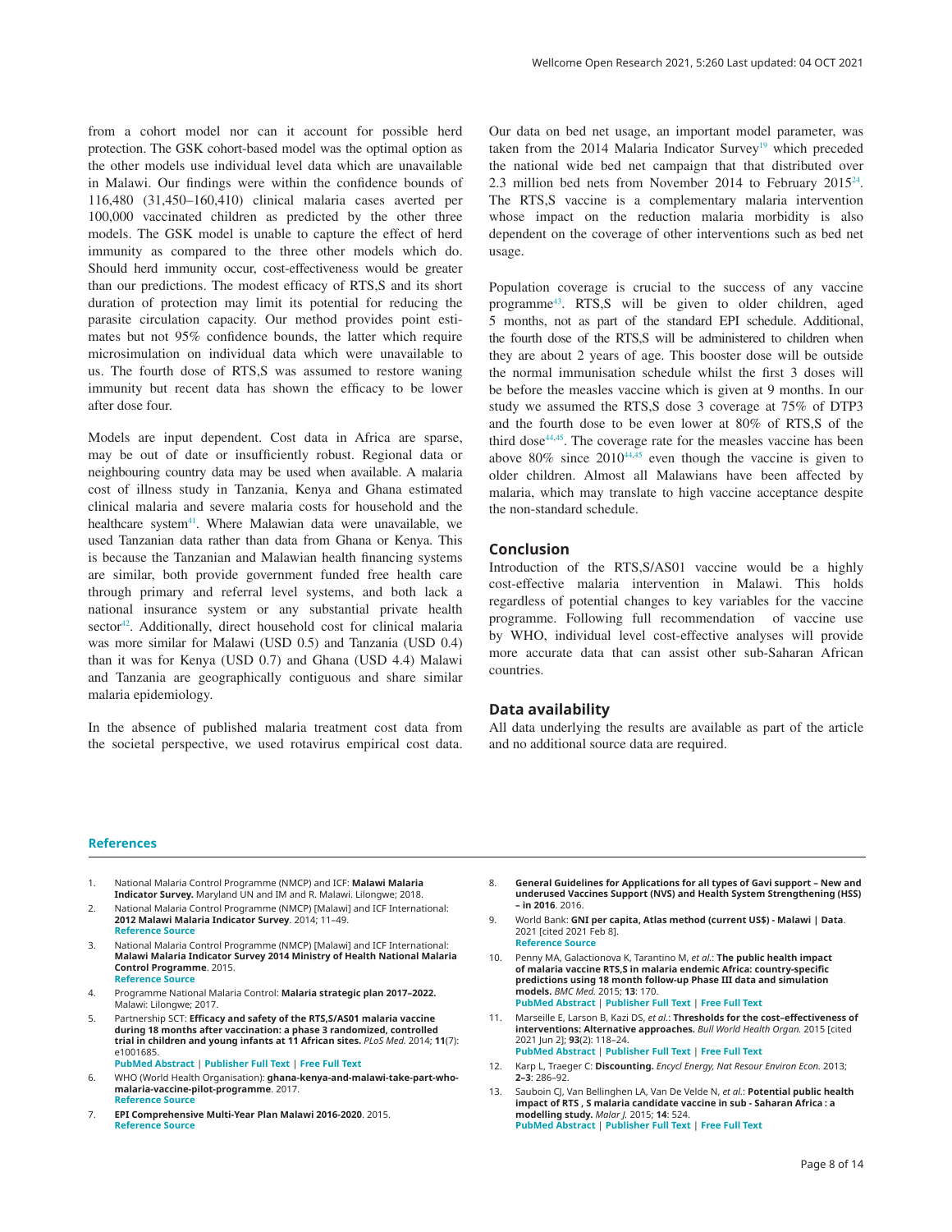from a cohort model nor can it account for possible herd protection. The GSK cohort-based model was the optimal option as the other models use individual level data which are unavailable in Malawi. Our findings were within the confidence bounds of 116,480 (31,450–160,410) clinical malaria cases averted per 100,000 vaccinated children as predicted by the other three models. The GSK model is unable to capture the effect of herd immunity as compared to the three other models which do. Should herd immunity occur, cost-effectiveness would be greater than our predictions. The modest efficacy of RTS,S and its short duration of protection may limit its potential for reducing the parasite circulation capacity. Our method provides point estimates but not 95% confidence bounds, the latter which require microsimulation on individual data which were unavailable to us. The fourth dose of RTS,S was assumed to restore waning immunity but recent data has shown the efficacy to be lower after dose four.

Models are input dependent. Cost data in Africa are sparse, may be out of date or insufficiently robust. Regional data or neighbouring country data may be used when available. A malaria cost of illness study in Tanzania, Kenya and Ghana estimated clinical malaria and severe malaria costs for household and the healthcare system[41]. Where Malawian data were unavailable, we used Tanzanian data rather than data from Ghana or Kenya. This is because the Tanzanian and Malawian health financing systems are similar, both provide government funded free health care through primary and referral level systems, and both lack a national insurance system or any substantial private health sector[42]. Additionally, direct household cost for clinical malaria was more similar for Malawi (USD 0.5) and Tanzania (USD 0.4) than it was for Kenya (USD 0.7) and Ghana (USD 4.4) Malawi and Tanzania are geographically contiguous and share similar malaria epidemiology.

In the absence of published malaria treatment cost data from the societal perspective, we used rotavirus empirical cost data. Our data on bed net usage, an important model parameter, was taken from the 2014 Malaria Indicator Survey[19] which preceded the national wide bed net campaign that that distributed over 2.3 million bed nets from November 2014 to February 2015[24]. The RTS,S vaccine is a complementary malaria intervention whose impact on the reduction malaria morbidity is also dependent on the coverage of other interventions such as bed net usage.

Population coverage is crucial to the success of any vaccine programme[43]. RTS,S will be given to older children, aged 5 months, not as part of the standard EPI schedule. Additional, the fourth dose of the RTS,S will be administered to children when they are about 2 years of age. This booster dose will be outside the normal immunisation schedule whilst the first 3 doses will be before the measles vaccine which is given at 9 months. In our study we assumed the RTS,S dose 3 coverage at 75% of DTP3 and the fourth dose to be even lower at 80% of RTS,S of the third dose[44,45]. The coverage rate for the measles vaccine has been above 80% since 2010[44,45] even though the vaccine is given to older children. Almost all Malawians have been affected by malaria, which may translate to high vaccine acceptance despite the non-standard schedule.

## Conclusion

Introduction of the RTS,S/AS01 vaccine would be a highly cost-effective malaria intervention in Malawi. This holds regardless of potential changes to key variables for the vaccine programme. Following full recommendation of vaccine use by WHO, individual level cost-effective analyses will provide more accurate data that can assist other sub-Saharan African countries.

## Data availability

All data underlying the results are available as part of the article and no additional source data are required.

## References

1. National Malaria Control Programme (NMCP) and ICF: **Malawi Malaria Indicator Survey.** Maryland UN and IM and R. Malawi. Lilongwe; 2018.
2. National Malaria Control Programme (NMCP) [Malawi] and ICF International: **2012 Malawi Malaria Indicator Survey**. 2014; 11–49.
   Reference Source
3. National Malaria Control Programme (NMCP) [Malawi] and ICF International: **Malawi Malaria Indicator Survey 2014 Ministry of Health National Malaria Control Programme**. 2015.
   Reference Source
4. Programme National Malaria Control: **Malaria strategic plan 2017–2022.** Malawi: Lilongwe; 2017.
5. Partnership SCT: **Efficacy and safety of the RTS,S/AS01 malaria vaccine during 18 months after vaccination: a phase 3 randomized, controlled trial in children and young infants at 11 African sites.** *PLoS Med.* 2014; **11**(7): e1001685.
   PubMed Abstract | Publisher Full Text | Free Full Text
6. WHO (World Health Organisation): **ghana-kenya-and-malawi-take-part-who-malaria-vaccine-pilot-programme**. 2017.
   Reference Source
7. **EPI Comprehensive Multi-Year Plan Malawi 2016-2020**. 2015.
   Reference Source
8. **General Guidelines for Applications for all types of Gavi support – New and underused Vaccines Support (NVS) and Health System Strengthening (HSS) – in 2016**. 2016.
9. World Bank: **GNI per capita, Atlas method (current US$) - Malawi | Data**. 2021 [cited 2021 Feb 8].
   Reference Source
10. Penny MA, Galactionova K, Tarantino M, *et al.*: **The public health impact of malaria vaccine RTS,S in malaria endemic Africa: country-specific predictions using 18 month follow-up Phase III data and simulation models.** *BMC Med.* 2015; **13**: 170.
    PubMed Abstract | Publisher Full Text | Free Full Text
11. Marseille E, Larson B, Kazi DS, *et al.*: **Thresholds for the cost–effectiveness of interventions: Alternative approaches.** *Bull World Health Organ.* 2015 [cited 2021 Jun 2]; **93**(2): 118–24.
    PubMed Abstract | Publisher Full Text | Free Full Text
12. Karp L, Traeger C: **Discounting.** *Encycl Energy, Nat Resour Environ Econ.* 2013; **2–3**: 286–92.
13. Sauboin CJ, Van Bellinghen LA, Van De Velde N, *et al.*: **Potential public health impact of RTS , S malaria candidate vaccine in sub - Saharan Africa : a modelling study.** *Malar J.* 2015; **14**: 524.
    PubMed Abstract | Publisher Full Text | Free Full Text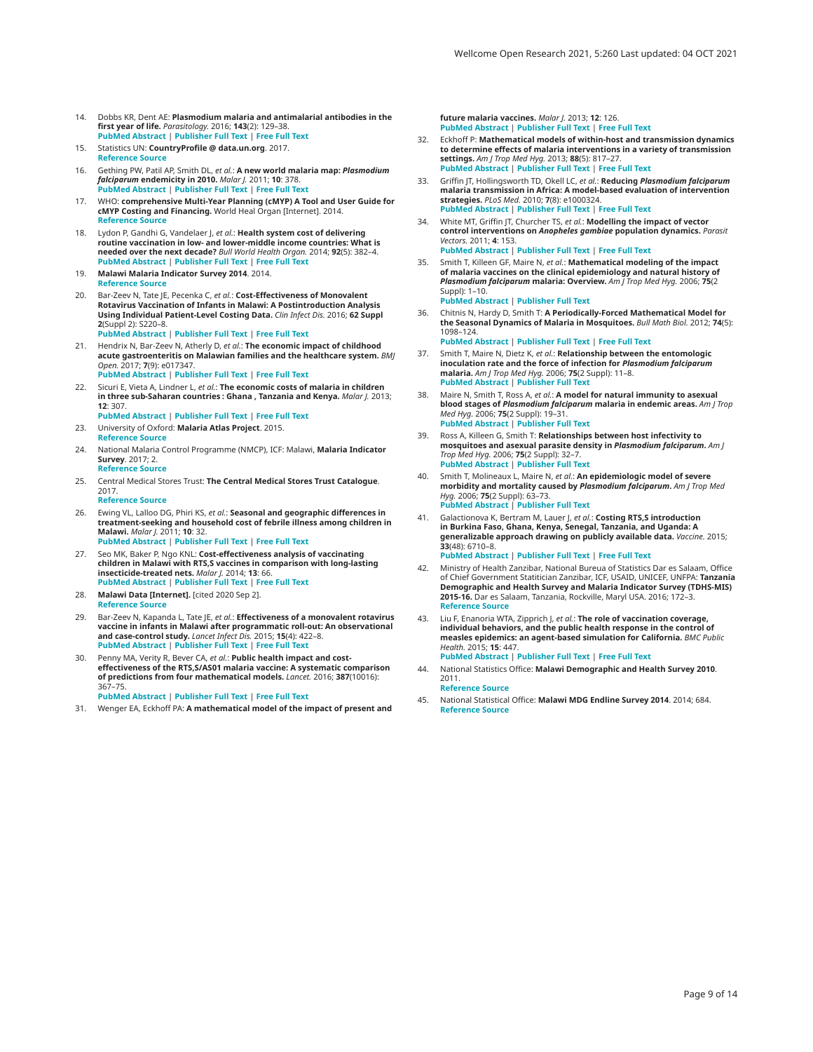14. Dobbs KR, Dent AE: **Plasmodium malaria and antimalarial antibodies in the first year of life.** *Parasitology.* 2016; **143**(2): 129–38.
PubMed Abstract | Publisher Full Text | Free Full Text

15. Statistics UN: **CountryProfile @ data.un.org**. 2017.
Reference Source

16. Gething PW, Patil AP, Smith DL, *et al.*: **A new world malaria map: *Plasmodium falciparum* endemicity in 2010.** *Malar J.* 2011; **10**: 378.
PubMed Abstract | Publisher Full Text | Free Full Text

17. WHO: **comprehensive Multi-Year Planning (cMYP) A Tool and User Guide for cMYP Costing and Financing.** World Heal Organ [Internet]. 2014.
Reference Source

18. Lydon P, Gandhi G, Vandelaer J, *et al.*: **Health system cost of delivering routine vaccination in low- and lower-middle income countries: What is needed over the next decade?** *Bull World Health Organ.* 2014; **92**(5): 382–4.
PubMed Abstract | Publisher Full Text | Free Full Text

19. **Malawi Malaria Indicator Survey 2014**. 2014.
Reference Source

20. Bar-Zeev N, Tate JE, Pecenka C, *et al.*: **Cost-Effectiveness of Monovalent Rotavirus Vaccination of Infants in Malawi: A Postintroduction Analysis Using Individual Patient-Level Costing Data.** *Clin Infect Dis.* 2016; **62 Suppl 2**(Suppl 2): S220–8.
PubMed Abstract | Publisher Full Text | Free Full Text

21. Hendrix N, Bar-Zeev N, Atherly D, *et al.*: **The economic impact of childhood acute gastroenteritis on Malawian families and the healthcare system.** *BMJ Open.* 2017; **7**(9): e017347.
PubMed Abstract | Publisher Full Text | Free Full Text

22. Sicuri E, Vieta A, Lindner L, *et al.*: **The economic costs of malaria in children in three sub-Saharan countries : Ghana , Tanzania and Kenya.** *Malar J.* 2013; **12**: 307.
PubMed Abstract | Publisher Full Text | Free Full Text

23. University of Oxford: **Malaria Atlas Project**. 2015.
Reference Source

24. National Malaria Control Programme (NMCP), ICF: Malawi, **Malaria Indicator Survey**. 2017; 2.
Reference Source

25. Central Medical Stores Trust: **The Central Medical Stores Trust Catalogue**. 2017.
Reference Source

26. Ewing VL, Lalloo DG, Phiri KS, *et al.*: **Seasonal and geographic differences in treatment-seeking and household cost of febrile illness among children in Malawi.** *Malar J.* 2011; **10**: 32.
PubMed Abstract | Publisher Full Text | Free Full Text

27. Seo MK, Baker P, Ngo KNL: **Cost-effectiveness analysis of vaccinating children in Malawi with RTS,S vaccines in comparison with long-lasting insecticide-treated nets.** *Malar J.* 2014; **13**: 66.
PubMed Abstract | Publisher Full Text | Free Full Text

28. **Malawi Data [Internet].** [cited 2020 Sep 2].
Reference Source

29. Bar-Zeev N, Kapanda L, Tate JE, *et al.*: **Effectiveness of a monovalent rotavirus vaccine in infants in Malawi after programmatic roll-out: An observational and case-control study.** *Lancet Infect Dis.* 2015; **15**(4): 422–8.
PubMed Abstract | Publisher Full Text | Free Full Text

30. Penny MA, Verity R, Bever CA, *et al.*: **Public health impact and cost-effectiveness of the RTS,S/AS01 malaria vaccine: A systematic comparison of predictions from four mathematical models.** *Lancet.* 2016; **387**(10016): 367–75.
PubMed Abstract | Publisher Full Text | Free Full Text

31. Wenger EA, Eckhoff PA: **A mathematical model of the impact of present and future malaria vaccines.** *Malar J.* 2013; **12**: 126.
PubMed Abstract | Publisher Full Text | Free Full Text

32. Eckhoff P: **Mathematical models of within-host and transmission dynamics to determine effects of malaria interventions in a variety of transmission settings.** *Am J Trop Med Hyg.* 2013; **88**(5): 817–27.
PubMed Abstract | Publisher Full Text | Free Full Text

33. Griffin JT, Hollingsworth TD, Okell LC, *et al.*: **Reducing *Plasmodium falciparum* malaria transmission in Africa: A model-based evaluation of intervention strategies.** *PLoS Med.* 2010; **7**(8): e1000324.
PubMed Abstract | Publisher Full Text | Free Full Text

34. White MT, Griffin JT, Churcher TS, *et al.*: **Modelling the impact of vector control interventions on *Anopheles gambiae* population dynamics.** *Parasit Vectors.* 2011; **4**: 153.
PubMed Abstract | Publisher Full Text | Free Full Text

35. Smith T, Killeen GF, Maire N, *et al.*: **Mathematical modeling of the impact of malaria vaccines on the clinical epidemiology and natural history of *Plasmodium falciparum* malaria: Overview.** *Am J Trop Med Hyg.* 2006; **75**(2 Suppl): 1–10.
PubMed Abstract | Publisher Full Text

36. Chitnis N, Hardy D, Smith T: **A Periodically-Forced Mathematical Model for the Seasonal Dynamics of Malaria in Mosquitoes.** *Bull Math Biol.* 2012; **74**(5): 1098–124.
PubMed Abstract | Publisher Full Text | Free Full Text

37. Smith T, Maire N, Dietz K, *et al.*: **Relationship between the entomologic inoculation rate and the force of infection for *Plasmodium falciparum* malaria.** *Am J Trop Med Hyg.* 2006; **75**(2 Suppl): 11–8.
PubMed Abstract | Publisher Full Text

38. Maire N, Smith T, Ross A, *et al.*: **A model for natural immunity to asexual blood stages of *Plasmodium falciparum* malaria in endemic areas.** *Am J Trop Med Hyg.* 2006; **75**(2 Suppl): 19–31.
PubMed Abstract | Publisher Full Text

39. Ross A, Killeen G, Smith T: **Relationships between host infectivity to mosquitoes and asexual parasite density in *Plasmodium falciparum*.** *Am J Trop Med Hyg.* 2006; **75**(2 Suppl): 32–7.
PubMed Abstract | Publisher Full Text

40. Smith T, Molineaux L, Maire N, *et al.*: **An epidemiologic model of severe morbidity and mortality caused by *Plasmodium falciparum*.** *Am J Trop Med Hyg.* 2006; **75**(2 Suppl): 63–73.
PubMed Abstract | Publisher Full Text

41. Galactionova K, Bertram M, Lauer J, *et al.*: **Costing RTS,S introduction in Burkina Faso, Ghana, Kenya, Senegal, Tanzania, and Uganda: A generalizable approach drawing on publicly available data.** *Vaccine.* 2015; **33**(48): 6710–8.
PubMed Abstract | Publisher Full Text | Free Full Text

42. Ministry of Health Zanzibar, National Bureua of Statistics Dar es Salaam, Office of Chief Government Statitician Zanzibar, ICF, USAID, UNICEF, UNFPA: **Tanzania Demographic and Health Survey and Malaria Indicator Survey (TDHS-MIS) 2015-16.** Dar es Salaam, Tanzania, Rockville, Maryl USA. 2016; 172–3.
Reference Source

43. Liu F, Enanoria WTA, Zipprich J, *et al.*: **The role of vaccination coverage, individual behaviors, and the public health response in the control of measles epidemics: an agent-based simulation for California.** *BMC Public Health.* 2015; **15**: 447.
PubMed Abstract | Publisher Full Text | Free Full Text

44. National Statistics Office: **Malawi Demographic and Health Survey 2010**. 2011.
Reference Source

45. National Statistical Office: **Malawi MDG Endline Survey 2014**. 2014; 684.
Reference Source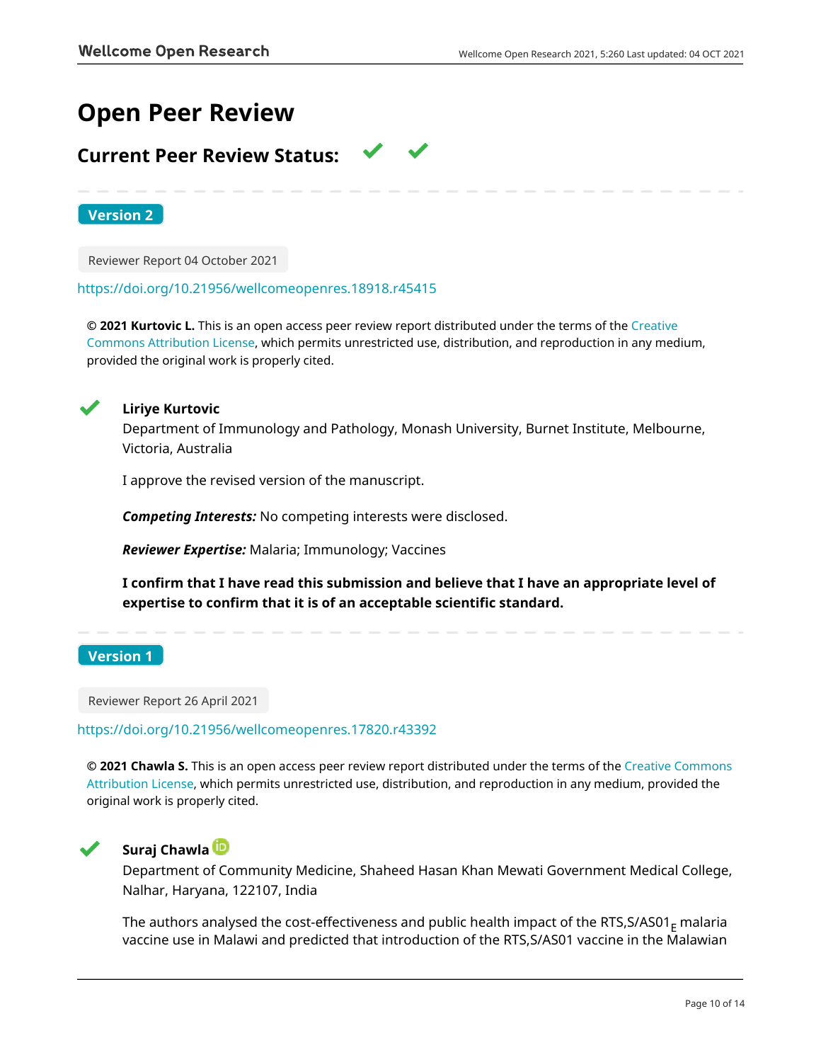# Open Peer Review

## Current Peer Review Status: ✔ ✔

**Version 2**

Reviewer Report 04 October 2021

https://doi.org/10.21956/wellcomeopenres.18918.r45415

**© 2021 Kurtovic L.** This is an open access peer review report distributed under the terms of the Creative Commons Attribution License, which permits unrestricted use, distribution, and reproduction in any medium, provided the original work is properly cited.

✔ **Liriye Kurtovic**

Department of Immunology and Pathology, Monash University, Burnet Institute, Melbourne, Victoria, Australia

I approve the revised version of the manuscript.

***Competing Interests:*** No competing interests were disclosed.

***Reviewer Expertise:*** Malaria; Immunology; Vaccines

**I confirm that I have read this submission and believe that I have an appropriate level of expertise to confirm that it is of an acceptable scientific standard.**

**Version 1**

Reviewer Report 26 April 2021

https://doi.org/10.21956/wellcomeopenres.17820.r43392

**© 2021 Chawla S.** This is an open access peer review report distributed under the terms of the Creative Commons Attribution License, which permits unrestricted use, distribution, and reproduction in any medium, provided the original work is properly cited.

✔ **Suraj Chawla**

Department of Community Medicine, Shaheed Hasan Khan Mewati Government Medical College, Nalhar, Haryana, 122107, India

The authors analysed the cost-effectiveness and public health impact of the RTS,S/AS01$_E$ malaria vaccine use in Malawi and predicted that introduction of the RTS,S/AS01 vaccine in the Malawian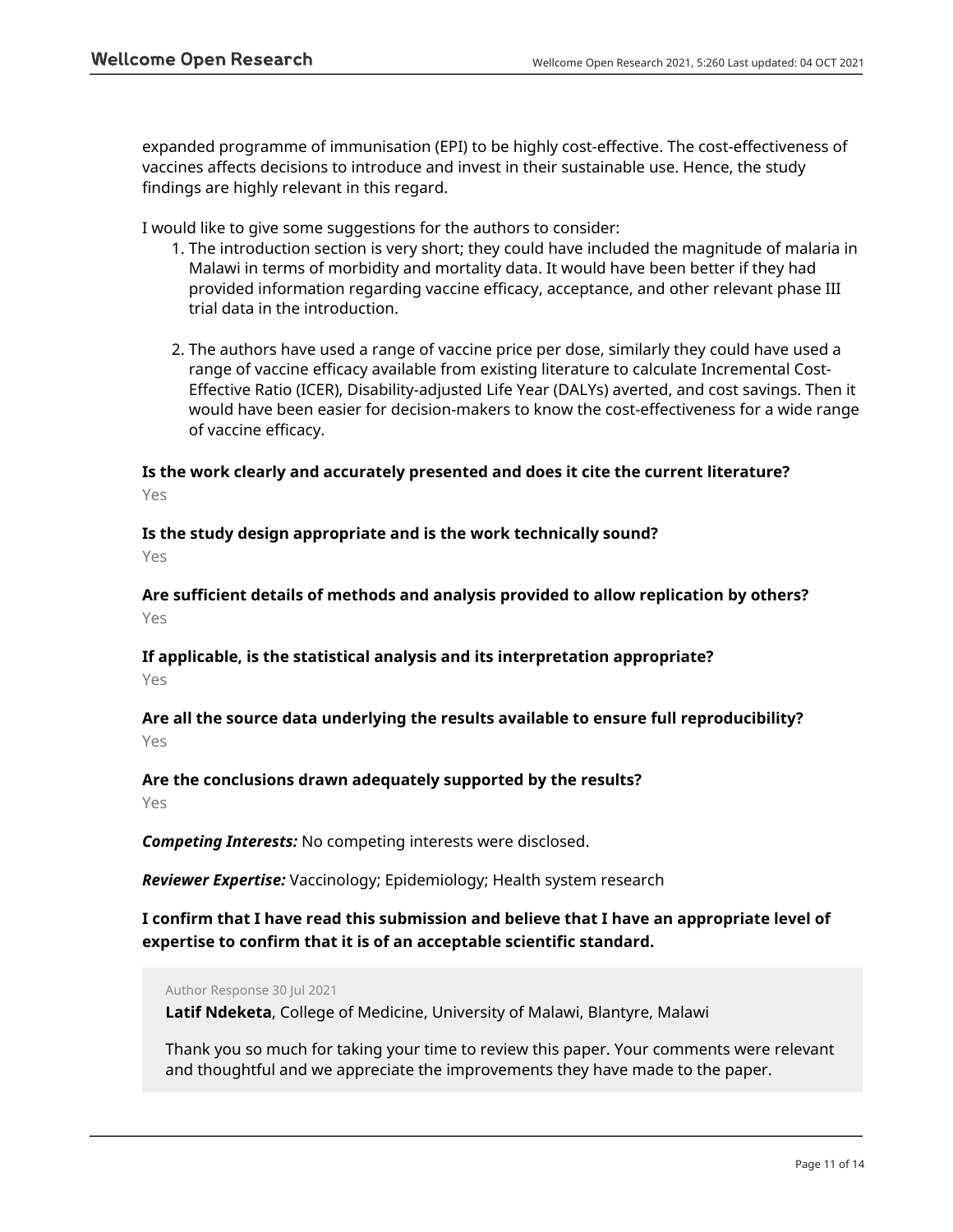expanded programme of immunisation (EPI) to be highly cost-effective. The cost-effectiveness of vaccines affects decisions to introduce and invest in their sustainable use. Hence, the study findings are highly relevant in this regard.

I would like to give some suggestions for the authors to consider:

1. The introduction section is very short; they could have included the magnitude of malaria in Malawi in terms of morbidity and mortality data. It would have been better if they had provided information regarding vaccine efficacy, acceptance, and other relevant phase III trial data in the introduction.

2. The authors have used a range of vaccine price per dose, similarly they could have used a range of vaccine efficacy available from existing literature to calculate Incremental Cost-Effective Ratio (ICER), Disability-adjusted Life Year (DALYs) averted, and cost savings. Then it would have been easier for decision-makers to know the cost-effectiveness for a wide range of vaccine efficacy.

**Is the work clearly and accurately presented and does it cite the current literature?**

Yes

**Is the study design appropriate and is the work technically sound?**

Yes

**Are sufficient details of methods and analysis provided to allow replication by others?**

Yes

**If applicable, is the statistical analysis and its interpretation appropriate?**

Yes

**Are all the source data underlying the results available to ensure full reproducibility?**

Yes

**Are the conclusions drawn adequately supported by the results?**

Yes

***Competing Interests:*** No competing interests were disclosed.

***Reviewer Expertise:*** Vaccinology; Epidemiology; Health system research

**I confirm that I have read this submission and believe that I have an appropriate level of expertise to confirm that it is of an acceptable scientific standard.**

Author Response 30 Jul 2021

**Latif Ndeketa**, College of Medicine, University of Malawi, Blantyre, Malawi

Thank you so much for taking your time to review this paper. Your comments were relevant and thoughtful and we appreciate the improvements they have made to the paper.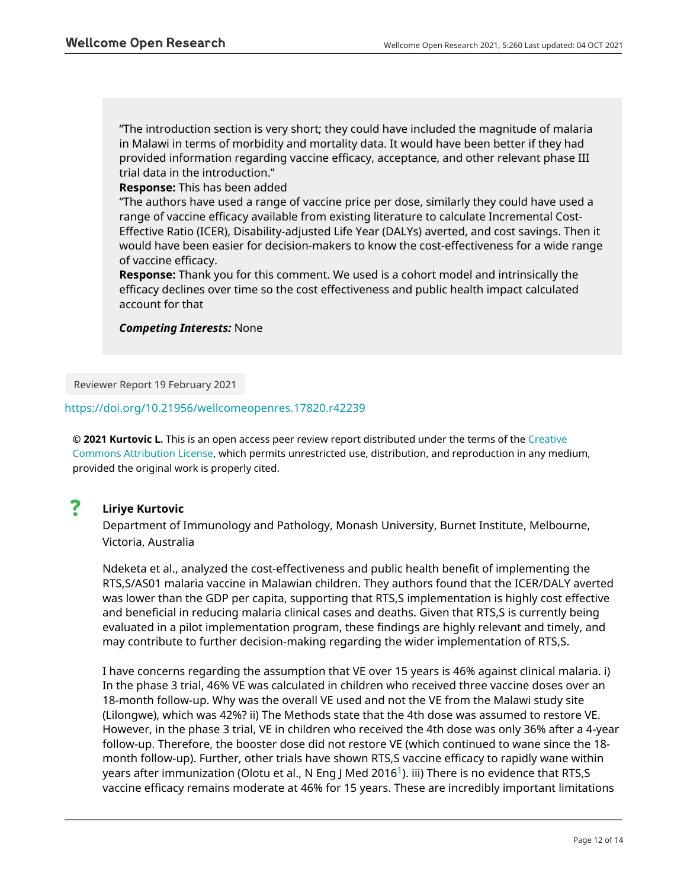"The introduction section is very short; they could have included the magnitude of malaria in Malawi in terms of morbidity and mortality data. It would have been better if they had provided information regarding vaccine efficacy, acceptance, and other relevant phase III trial data in the introduction."

**Response:** This has been added

"The authors have used a range of vaccine price per dose, similarly they could have used a range of vaccine efficacy available from existing literature to calculate Incremental Cost-Effective Ratio (ICER), Disability-adjusted Life Year (DALYs) averted, and cost savings. Then it would have been easier for decision-makers to know the cost-effectiveness for a wide range of vaccine efficacy.

**Response:** Thank you for this comment. We used is a cohort model and intrinsically the efficacy declines over time so the cost effectiveness and public health impact calculated account for that

***Competing Interests:*** None

Reviewer Report 19 February 2021

https://doi.org/10.21956/wellcomeopenres.17820.r42239

**© 2021 Kurtovic L.** This is an open access peer review report distributed under the terms of the Creative Commons Attribution License, which permits unrestricted use, distribution, and reproduction in any medium, provided the original work is properly cited.

? **Liriye Kurtovic**

Department of Immunology and Pathology, Monash University, Burnet Institute, Melbourne, Victoria, Australia

Ndeketa et al., analyzed the cost-effectiveness and public health benefit of implementing the RTS,S/AS01 malaria vaccine in Malawian children. They authors found that the ICER/DALY averted was lower than the GDP per capita, supporting that RTS,S implementation is highly cost effective and beneficial in reducing malaria clinical cases and deaths. Given that RTS,S is currently being evaluated in a pilot implementation program, these findings are highly relevant and timely, and may contribute to further decision-making regarding the wider implementation of RTS,S.

I have concerns regarding the assumption that VE over 15 years is 46% against clinical malaria. i) In the phase 3 trial, 46% VE was calculated in children who received three vaccine doses over an 18-month follow-up. Why was the overall VE used and not the VE from the Malawi study site (Lilongwe), which was 42%? ii) The Methods state that the 4th dose was assumed to restore VE. However, in the phase 3 trial, VE in children who received the 4th dose was only 36% after a 4-year follow-up. Therefore, the booster dose did not restore VE (which continued to wane since the 18-month follow-up). Further, other trials have shown RTS,S vaccine efficacy to rapidly wane within years after immunization (Olotu et al., N Eng J Med 2016[1]). iii) There is no evidence that RTS,S vaccine efficacy remains moderate at 46% for 15 years. These are incredibly important limitations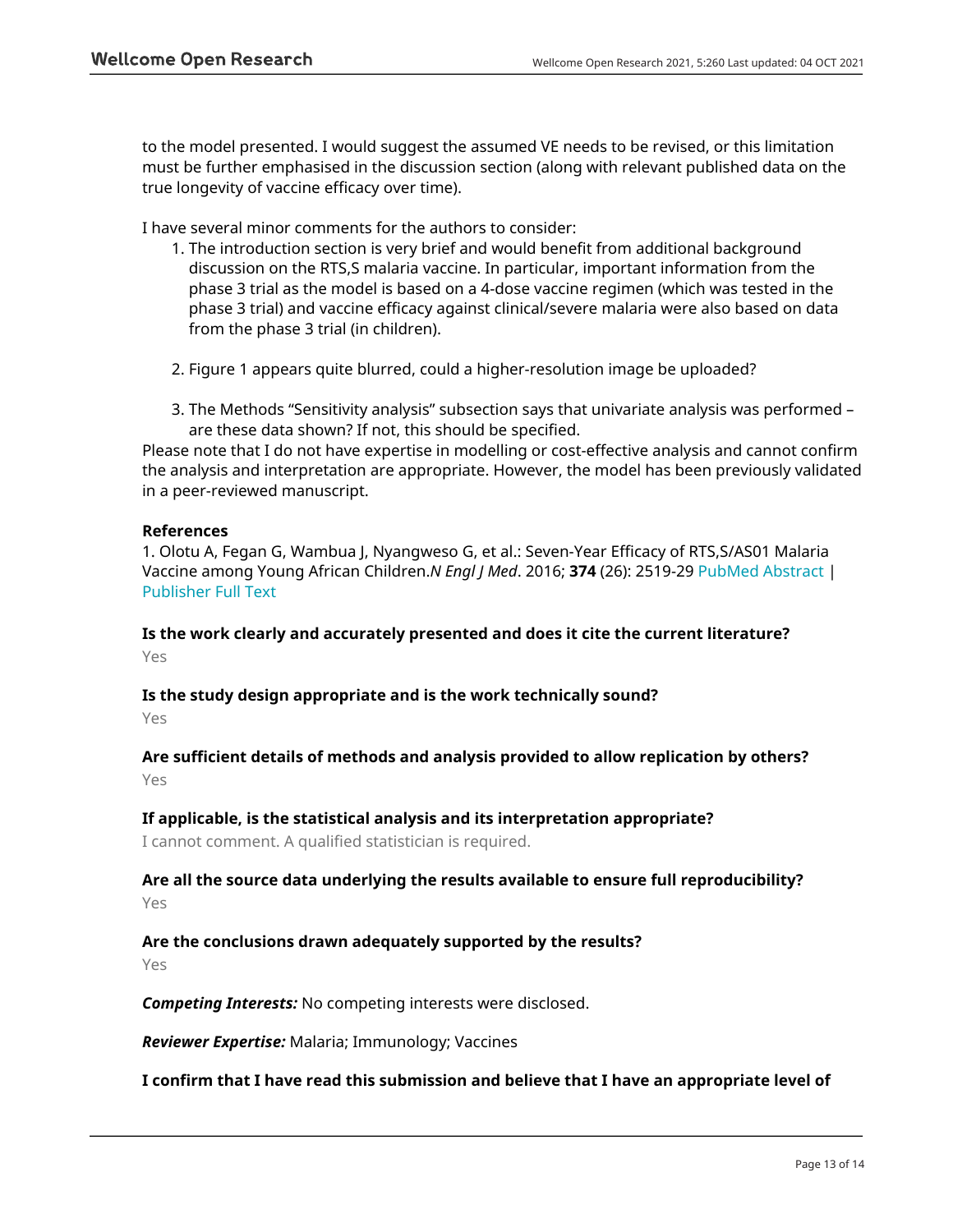to the model presented. I would suggest the assumed VE needs to be revised, or this limitation must be further emphasised in the discussion section (along with relevant published data on the true longevity of vaccine efficacy over time).

I have several minor comments for the authors to consider:

1. The introduction section is very brief and would benefit from additional background discussion on the RTS,S malaria vaccine. In particular, important information from the phase 3 trial as the model is based on a 4-dose vaccine regimen (which was tested in the phase 3 trial) and vaccine efficacy against clinical/severe malaria were also based on data from the phase 3 trial (in children).

2. Figure 1 appears quite blurred, could a higher-resolution image be uploaded?

3. The Methods "Sensitivity analysis" subsection says that univariate analysis was performed – are these data shown? If not, this should be specified.

Please note that I do not have expertise in modelling or cost-effective analysis and cannot confirm the analysis and interpretation are appropriate. However, the model has been previously validated in a peer-reviewed manuscript.

**References**

1. Olotu A, Fegan G, Wambua J, Nyangweso G, et al.: Seven-Year Efficacy of RTS,S/AS01 Malaria Vaccine among Young African Children. *N Engl J Med*. 2016; **374** (26): 2519-29 PubMed Abstract | Publisher Full Text

**Is the work clearly and accurately presented and does it cite the current literature?**

Yes

**Is the study design appropriate and is the work technically sound?**

Yes

**Are sufficient details of methods and analysis provided to allow replication by others?**

Yes

**If applicable, is the statistical analysis and its interpretation appropriate?**

I cannot comment. A qualified statistician is required.

**Are all the source data underlying the results available to ensure full reproducibility?**

Yes

**Are the conclusions drawn adequately supported by the results?**

Yes

***Competing Interests:*** No competing interests were disclosed.

***Reviewer Expertise:*** Malaria; Immunology; Vaccines

**I confirm that I have read this submission and believe that I have an appropriate level of**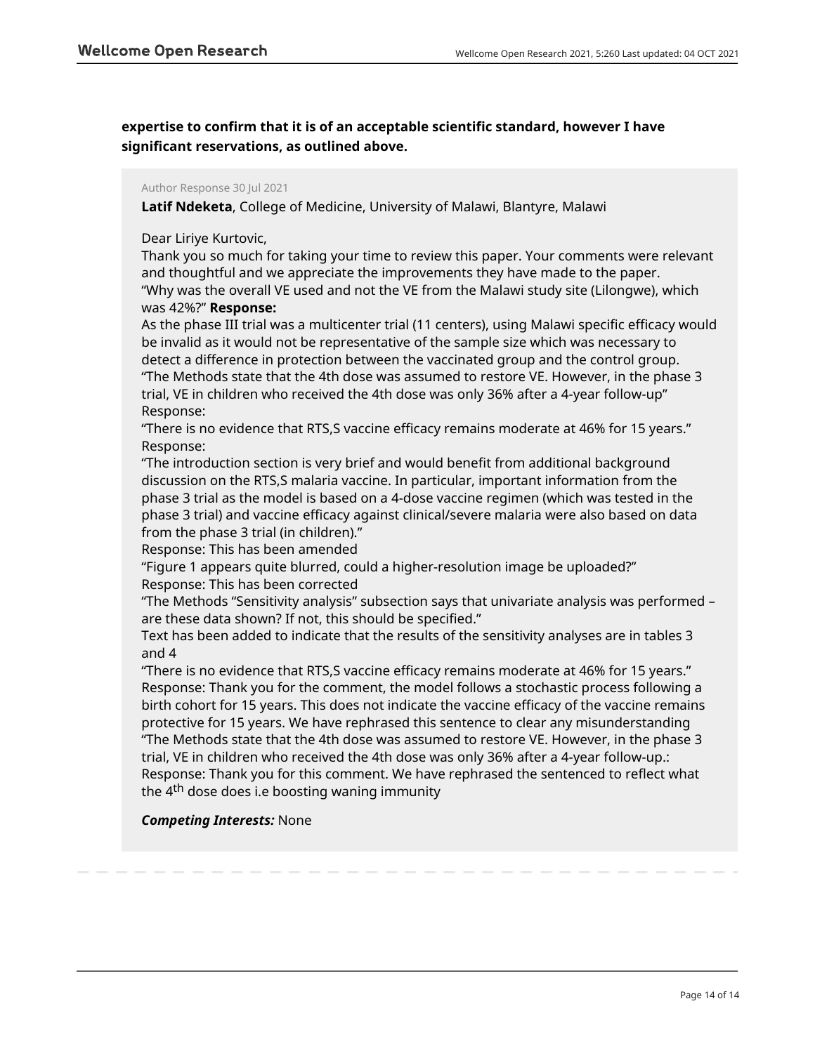**expertise to confirm that it is of an acceptable scientific standard, however I have significant reservations, as outlined above.**

Author Response 30 Jul 2021

**Latif Ndeketa**, College of Medicine, University of Malawi, Blantyre, Malawi

Dear Liriye Kurtovic,

Thank you so much for taking your time to review this paper. Your comments were relevant and thoughtful and we appreciate the improvements they have made to the paper.

"Why was the overall VE used and not the VE from the Malawi study site (Lilongwe), which was 42%?" **Response:**

As the phase III trial was a multicenter trial (11 centers), using Malawi specific efficacy would be invalid as it would not be representative of the sample size which was necessary to detect a difference in protection between the vaccinated group and the control group.

"The Methods state that the 4th dose was assumed to restore VE. However, in the phase 3 trial, VE in children who received the 4th dose was only 36% after a 4-year follow-up"

Response:

"There is no evidence that RTS,S vaccine efficacy remains moderate at 46% for 15 years."

Response:

"The introduction section is very brief and would benefit from additional background discussion on the RTS,S malaria vaccine. In particular, important information from the phase 3 trial as the model is based on a 4-dose vaccine regimen (which was tested in the phase 3 trial) and vaccine efficacy against clinical/severe malaria were also based on data from the phase 3 trial (in children)."

Response: This has been amended

"Figure 1 appears quite blurred, could a higher-resolution image be uploaded?"

Response: This has been corrected

"The Methods "Sensitivity analysis" subsection says that univariate analysis was performed – are these data shown? If not, this should be specified."

Text has been added to indicate that the results of the sensitivity analyses are in tables 3 and 4

"There is no evidence that RTS,S vaccine efficacy remains moderate at 46% for 15 years."

Response: Thank you for the comment, the model follows a stochastic process following a birth cohort for 15 years. This does not indicate the vaccine efficacy of the vaccine remains protective for 15 years. We have rephrased this sentence to clear any misunderstanding

"The Methods state that the 4th dose was assumed to restore VE. However, in the phase 3 trial, VE in children who received the 4th dose was only 36% after a 4-year follow-up.:

Response: Thank you for this comment. We have rephrased the sentenced to reflect what the 4th dose does i.e boosting waning immunity

***Competing Interests:*** None